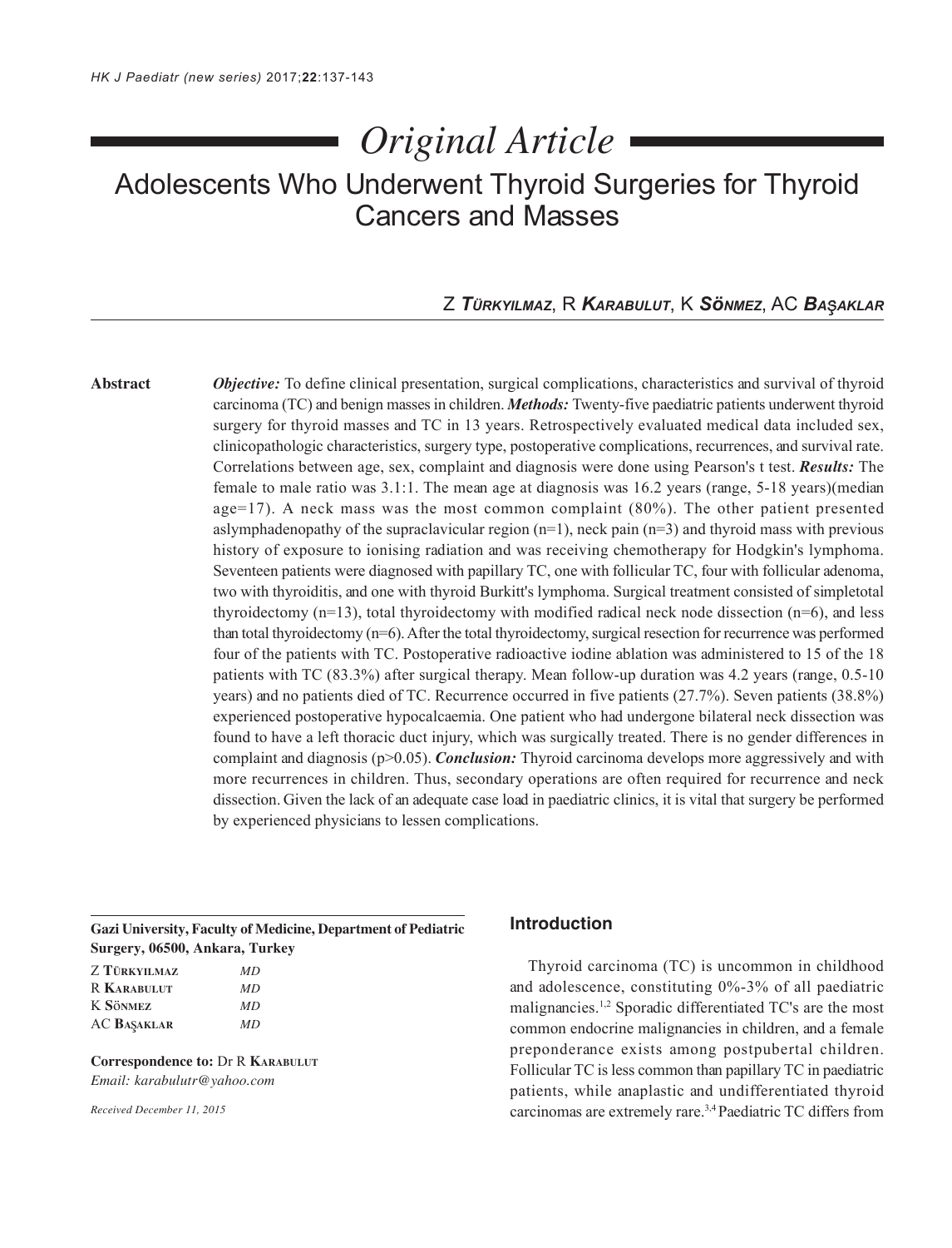# Original Article

## Adolescents Who Underwent Thyroid Surgeries for Thyroid Cancers and Masses

Z **Türkyılmaz**, R **Karabulut**, K **Sönmez**, AC **Başaklar**

**Abstract**

***Objective:*** To define clinical presentation, surgical complications, characteristics and survival of thyroid carcinoma (TC) and benign masses in children. ***Methods:*** Twenty-five paediatric patients underwent thyroid surgery for thyroid masses and TC in 13 years. Retrospectively evaluated medical data included sex, clinicopathologic characteristics, surgery type, postoperative complications, recurrences, and survival rate. Correlations between age, sex, complaint and diagnosis were done using Pearson's t test. ***Results:*** The female to male ratio was 3.1:1. The mean age at diagnosis was 16.2 years (range, 5-18 years)(median age=17). A neck mass was the most common complaint (80%). The other patient presented aslymphadenopathy of the supraclavicular region (n=1), neck pain (n=3) and thyroid mass with previous history of exposure to ionising radiation and was receiving chemotherapy for Hodgkin's lymphoma. Seventeen patients were diagnosed with papillary TC, one with follicular TC, four with follicular adenoma, two with thyroiditis, and one with thyroid Burkitt's lymphoma. Surgical treatment consisted of simpletotal thyroidectomy (n=13), total thyroidectomy with modified radical neck node dissection (n=6), and less than total thyroidectomy (n=6). After the total thyroidectomy, surgical resection for recurrence was performed four of the patients with TC. Postoperative radioactive iodine ablation was administered to 15 of the 18 patients with TC (83.3%) after surgical therapy. Mean follow-up duration was 4.2 years (range, 0.5-10 years) and no patients died of TC. Recurrence occurred in five patients (27.7%). Seven patients (38.8%) experienced postoperative hypocalcaemia. One patient who had undergone bilateral neck dissection was found to have a left thoracic duct injury, which was surgically treated. There is no gender differences in complaint and diagnosis (p>0.05). ***Conclusion:*** Thyroid carcinoma develops more aggressively and with more recurrences in children. Thus, secondary operations are often required for recurrence and neck dissection. Given the lack of an adequate case load in paediatric clinics, it is vital that surgery be performed by experienced physicians to lessen complications.

**Gazi University, Faculty of Medicine, Department of Pediatric Surgery, 06500, Ankara, Turkey**

| | |
|---|---|
| Z **Türkyılmaz** | *MD* |
| R **Karabulut** | *MD* |
| K **Sönmez** | *MD* |
| AC **Başaklar** | *MD* |

**Correspondence to:** Dr R **Karabulut**
*Email: karabulutr@yahoo.com*

*Received December 11, 2015*

## Introduction

Thyroid carcinoma (TC) is uncommon in childhood and adolescence, constituting 0%-3% of all paediatric malignancies.[1,2] Sporadic differentiated TC's are the most common endocrine malignancies in children, and a female preponderance exists among postpubertal children. Follicular TC is less common than papillary TC in paediatric patients, while anaplastic and undifferentiated thyroid carcinomas are extremely rare.[3,4] Paediatric TC differs from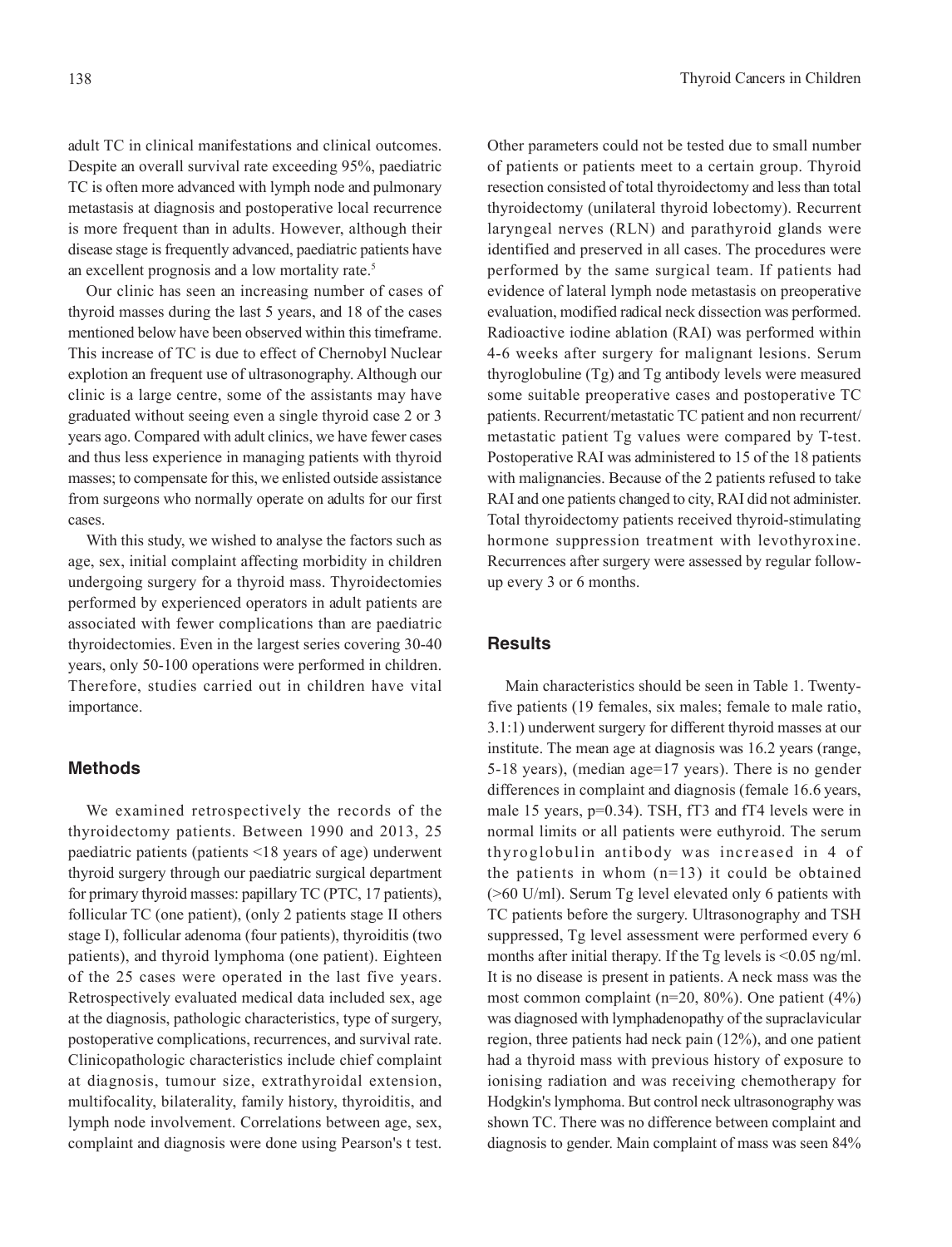adult TC in clinical manifestations and clinical outcomes. Despite an overall survival rate exceeding 95%, paediatric TC is often more advanced with lymph node and pulmonary metastasis at diagnosis and postoperative local recurrence is more frequent than in adults. However, although their disease stage is frequently advanced, paediatric patients have an excellent prognosis and a low mortality rate.[5]

Our clinic has seen an increasing number of cases of thyroid masses during the last 5 years, and 18 of the cases mentioned below have been observed within this timeframe. This increase of TC is due to effect of Chernobyl Nuclear explotion an frequent use of ultrasonography. Although our clinic is a large centre, some of the assistants may have graduated without seeing even a single thyroid case 2 or 3 years ago. Compared with adult clinics, we have fewer cases and thus less experience in managing patients with thyroid masses; to compensate for this, we enlisted outside assistance from surgeons who normally operate on adults for our first cases.

With this study, we wished to analyse the factors such as age, sex, initial complaint affecting morbidity in children undergoing surgery for a thyroid mass. Thyroidectomies performed by experienced operators in adult patients are associated with fewer complications than are paediatric thyroidectomies. Even in the largest series covering 30-40 years, only 50-100 operations were performed in children. Therefore, studies carried out in children have vital importance.

## Methods

We examined retrospectively the records of the thyroidectomy patients. Between 1990 and 2013, 25 paediatric patients (patients <18 years of age) underwent thyroid surgery through our paediatric surgical department for primary thyroid masses: papillary TC (PTC, 17 patients), follicular TC (one patient), (only 2 patients stage II others stage I), follicular adenoma (four patients), thyroiditis (two patients), and thyroid lymphoma (one patient). Eighteen of the 25 cases were operated in the last five years. Retrospectively evaluated medical data included sex, age at the diagnosis, pathologic characteristics, type of surgery, postoperative complications, recurrences, and survival rate. Clinicopathologic characteristics include chief complaint at diagnosis, tumour size, extrathyroidal extension, multifocality, bilaterality, family history, thyroiditis, and lymph node involvement. Correlations between age, sex, complaint and diagnosis were done using Pearson's t test. Other parameters could not be tested due to small number of patients or patients meet to a certain group. Thyroid resection consisted of total thyroidectomy and less than total thyroidectomy (unilateral thyroid lobectomy). Recurrent laryngeal nerves (RLN) and parathyroid glands were identified and preserved in all cases. The procedures were performed by the same surgical team. If patients had evidence of lateral lymph node metastasis on preoperative evaluation, modified radical neck dissection was performed. Radioactive iodine ablation (RAI) was performed within 4-6 weeks after surgery for malignant lesions. Serum thyroglobuline (Tg) and Tg antibody levels were measured some suitable preoperative cases and postoperative TC patients. Recurrent/metastatic TC patient and non recurrent/metastatic patient Tg values were compared by T-test. Postoperative RAI was administered to 15 of the 18 patients with malignancies. Because of the 2 patients refused to take RAI and one patients changed to city, RAI did not administer. Total thyroidectomy patients received thyroid-stimulating hormone suppression treatment with levothyroxine. Recurrences after surgery were assessed by regular follow-up every 3 or 6 months.

## Results

Main characteristics should be seen in Table 1. Twenty-five patients (19 females, six males; female to male ratio, 3.1:1) underwent surgery for different thyroid masses at our institute. The mean age at diagnosis was 16.2 years (range, 5-18 years), (median age=17 years). There is no gender differences in complaint and diagnosis (female 16.6 years, male 15 years, $p=0.34$). TSH, fT3 and fT4 levels were in normal limits or all patients were euthyroid. The serum thyroglobulin antibody was increased in 4 of the patients in whom (n=13) it could be obtained (>60 U/ml). Serum Tg level elevated only 6 patients with TC patients before the surgery. Ultrasonography and TSH suppressed, Tg level assessment were performed every 6 months after initial therapy. If the Tg levels is <0.05 ng/ml. It is no disease is present in patients. A neck mass was the most common complaint (n=20, 80%). One patient (4%) was diagnosed with lymphadenopathy of the supraclavicular region, three patients had neck pain (12%), and one patient had a thyroid mass with previous history of exposure to ionising radiation and was receiving chemotherapy for Hodgkin's lymphoma. But control neck ultrasonography was shown TC. There was no difference between complaint and diagnosis to gender. Main complaint of mass was seen 84%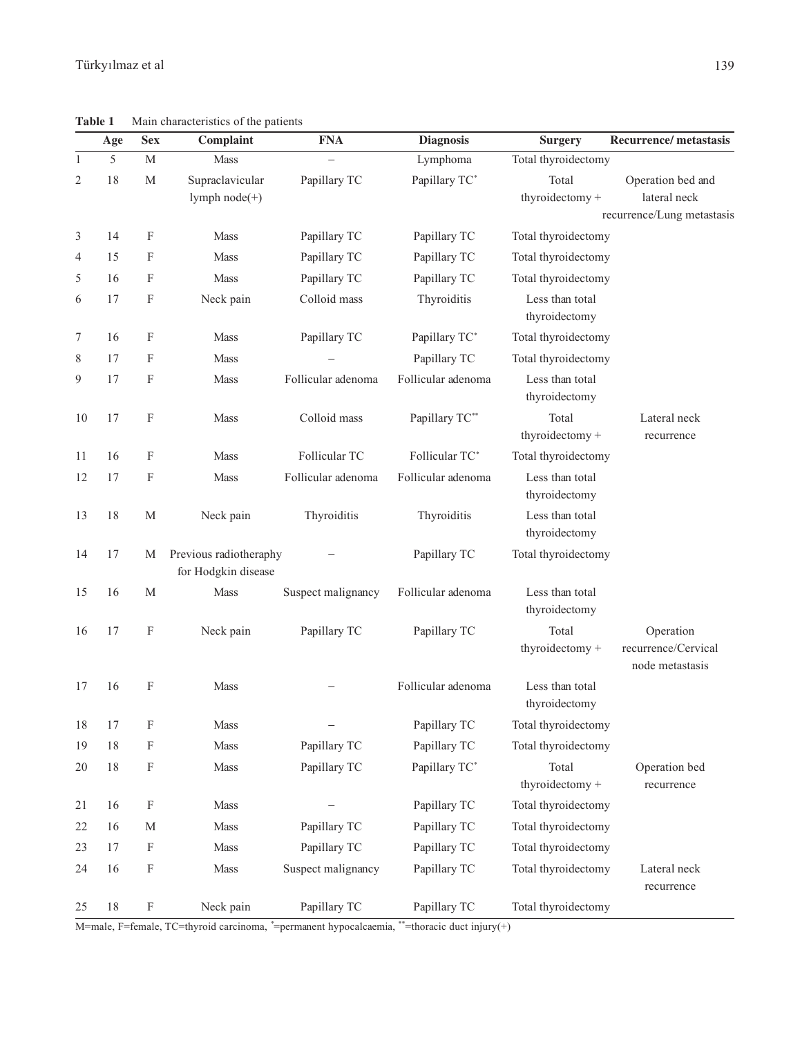**Table 1** Main characteristics of the patients

| | Age | Sex | Complaint | FNA | Diagnosis | Surgery | Recurrence/ metastasis |
|---|---|---|---|---|---|---|---|
| 1 | 5 | M | Mass | – | Lymphoma | Total thyroidectomy | |
| 2 | 18 | M | Supraclavicular lymph node(+) | Papillary TC | Papillary TC* | Total thyroidectomy + | Operation bed and lateral neck recurrence/Lung metastasis |
| 3 | 14 | F | Mass | Papillary TC | Papillary TC | Total thyroidectomy | |
| 4 | 15 | F | Mass | Papillary TC | Papillary TC | Total thyroidectomy | |
| 5 | 16 | F | Mass | Papillary TC | Papillary TC | Total thyroidectomy | |
| 6 | 17 | F | Neck pain | Colloid mass | Thyroiditis | Less than total thyroidectomy | |
| 7 | 16 | F | Mass | Papillary TC | Papillary TC* | Total thyroidectomy | |
| 8 | 17 | F | Mass | – | Papillary TC | Total thyroidectomy | |
| 9 | 17 | F | Mass | Follicular adenoma | Follicular adenoma | Less than total thyroidectomy | |
| 10 | 17 | F | Mass | Colloid mass | Papillary TC** | Total thyroidectomy + | Lateral neck recurrence |
| 11 | 16 | F | Mass | Follicular TC | Follicular TC* | Total thyroidectomy | |
| 12 | 17 | F | Mass | Follicular adenoma | Follicular adenoma | Less than total thyroidectomy | |
| 13 | 18 | M | Neck pain | Thyroiditis | Thyroiditis | Less than total thyroidectomy | |
| 14 | 17 | M | Previous radiotheraphy for Hodgkin disease | – | Papillary TC | Total thyroidectomy | |
| 15 | 16 | M | Mass | Suspect malignancy | Follicular adenoma | Less than total thyroidectomy | |
| 16 | 17 | F | Neck pain | Papillary TC | Papillary TC | Total thyroidectomy + | Operation recurrence/Cervical node metastasis |
| 17 | 16 | F | Mass | – | Follicular adenoma | Less than total thyroidectomy | |
| 18 | 17 | F | Mass | – | Papillary TC | Total thyroidectomy | |
| 19 | 18 | F | Mass | Papillary TC | Papillary TC | Total thyroidectomy | |
| 20 | 18 | F | Mass | Papillary TC | Papillary TC* | Total thyroidectomy + | Operation bed recurrence |
| 21 | 16 | F | Mass | – | Papillary TC | Total thyroidectomy | |
| 22 | 16 | M | Mass | Papillary TC | Papillary TC | Total thyroidectomy | |
| 23 | 17 | F | Mass | Papillary TC | Papillary TC | Total thyroidectomy | |
| 24 | 16 | F | Mass | Suspect malignancy | Papillary TC | Total thyroidectomy | Lateral neck recurrence |
| 25 | 18 | F | Neck pain | Papillary TC | Papillary TC | Total thyroidectomy | |

M=male, F=female, TC=thyroid carcinoma, *=permanent hypocalcaemia, **=thoracic duct injury(+)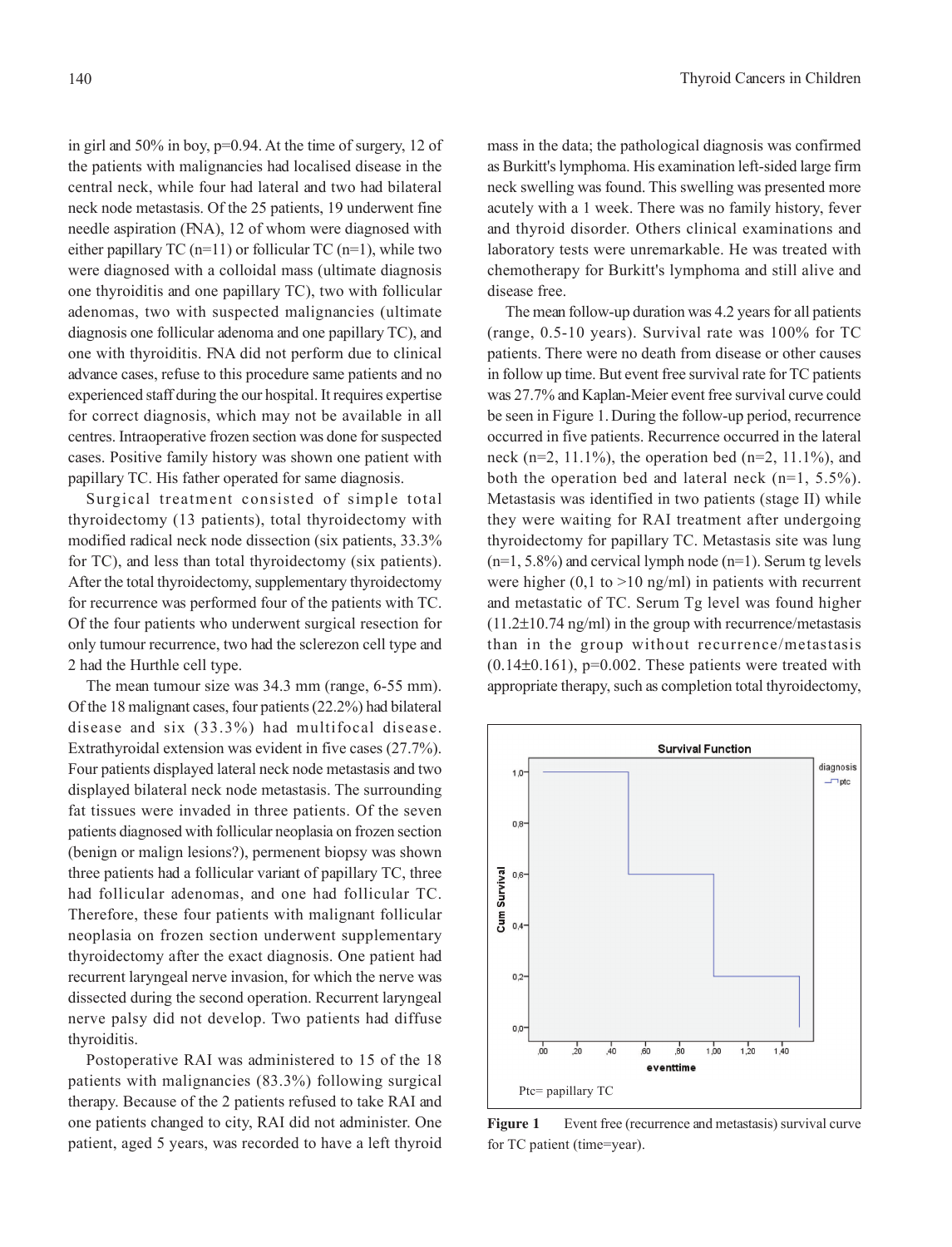in girl and 50% in boy, p=0.94. At the time of surgery, 12 of the patients with malignancies had localised disease in the central neck, while four had lateral and two had bilateral neck node metastasis. Of the 25 patients, 19 underwent fine needle aspiration (FNA), 12 of whom were diagnosed with either papillary TC (n=11) or follicular TC (n=1), while two were diagnosed with a colloidal mass (ultimate diagnosis one thyroiditis and one papillary TC), two with follicular adenomas, two with suspected malignancies (ultimate diagnosis one follicular adenoma and one papillary TC), and one with thyroiditis. FNA did not perform due to clinical advance cases, refuse to this procedure same patients and no experienced staff during the our hospital. It requires expertise for correct diagnosis, which may not be available in all centres. Intraoperative frozen section was done for suspected cases. Positive family history was shown one patient with papillary TC. His father operated for same diagnosis.

Surgical treatment consisted of simple total thyroidectomy (13 patients), total thyroidectomy with modified radical neck node dissection (six patients, 33.3% for TC), and less than total thyroidectomy (six patients). After the total thyroidectomy, supplementary thyroidectomy for recurrence was performed four of the patients with TC. Of the four patients who underwent surgical resection for only tumour recurrence, two had the sclerezon cell type and 2 had the Hurthle cell type.

The mean tumour size was 34.3 mm (range, 6-55 mm). Of the 18 malignant cases, four patients (22.2%) had bilateral disease and six (33.3%) had multifocal disease. Extrathyroidal extension was evident in five cases (27.7%). Four patients displayed lateral neck node metastasis and two displayed bilateral neck node metastasis. The surrounding fat tissues were invaded in three patients. Of the seven patients diagnosed with follicular neoplasia on frozen section (benign or malign lesions?), permenent biopsy was shown three patients had a follicular variant of papillary TC, three had follicular adenomas, and one had follicular TC. Therefore, these four patients with malignant follicular neoplasia on frozen section underwent supplementary thyroidectomy after the exact diagnosis. One patient had recurrent laryngeal nerve invasion, for which the nerve was dissected during the second operation. Recurrent laryngeal nerve palsy did not develop. Two patients had diffuse thyroiditis.

Postoperative RAI was administered to 15 of the 18 patients with malignancies (83.3%) following surgical therapy. Because of the 2 patients refused to take RAI and one patients changed to city, RAI did not administer. One patient, aged 5 years, was recorded to have a left thyroid mass in the data; the pathological diagnosis was confirmed as Burkitt's lymphoma. His examination left-sided large firm neck swelling was found. This swelling was presented more acutely with a 1 week. There was no family history, fever and thyroid disorder. Others clinical examinations and laboratory tests were unremarkable. He was treated with chemotherapy for Burkitt's lymphoma and still alive and disease free.

The mean follow-up duration was 4.2 years for all patients (range, 0.5-10 years). Survival rate was 100% for TC patients. There were no death from disease or other causes in follow up time. But event free survival rate for TC patients was 27.7% and Kaplan-Meier event free survival curve could be seen in Figure 1. During the follow-up period, recurrence occurred in five patients. Recurrence occurred in the lateral neck (n=2, 11.1%), the operation bed (n=2, 11.1%), and both the operation bed and lateral neck (n=1, 5.5%). Metastasis was identified in two patients (stage II) while they were waiting for RAI treatment after undergoing thyroidectomy for papillary TC. Metastasis site was lung (n=1, 5.8%) and cervical lymph node (n=1). Serum tg levels were higher (0,1 to >10 ng/ml) in patients with recurrent and metastatic of TC. Serum Tg level was found higher (11.2±10.74 ng/ml) in the group with recurrence/metastasis than in the group without recurrence/metastasis (0.14±0.161), p=0.002. These patients were treated with appropriate therapy, such as completion total thyroidectomy,

Survival Function

Ptc= papillary TC

**Figure 1** Event free (recurrence and metastasis) survival curve for TC patient (time=year).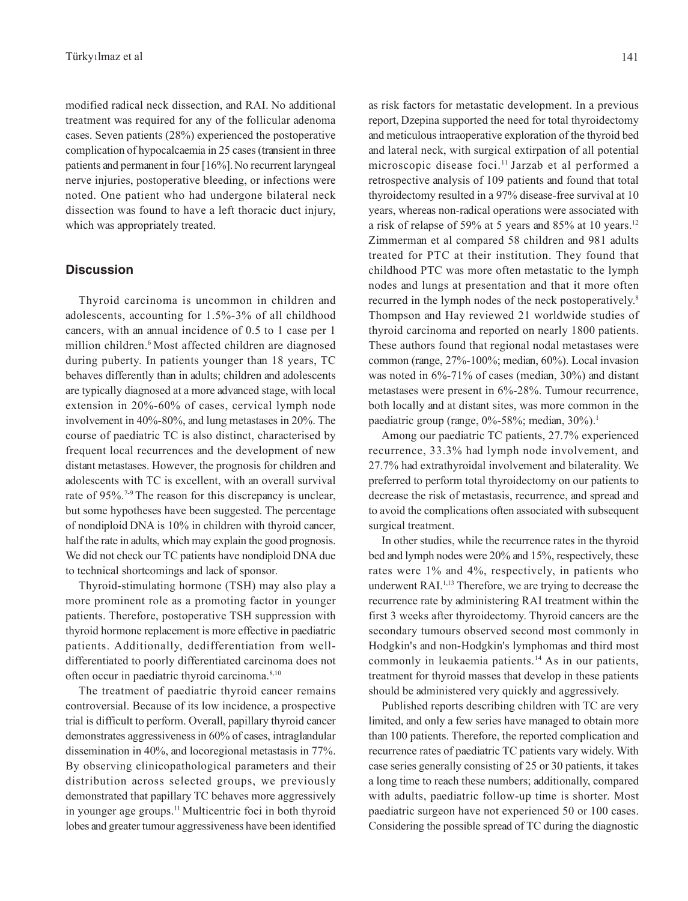modified radical neck dissection, and RAI. No additional treatment was required for any of the follicular adenoma cases. Seven patients (28%) experienced the postoperative complication of hypocalcaemia in 25 cases (transient in three patients and permanent in four [16%]. No recurrent laryngeal nerve injuries, postoperative bleeding, or infections were noted. One patient who had undergone bilateral neck dissection was found to have a left thoracic duct injury, which was appropriately treated.

## Discussion

Thyroid carcinoma is uncommon in children and adolescents, accounting for 1.5%-3% of all childhood cancers, with an annual incidence of 0.5 to 1 case per 1 million children.[6] Most affected children are diagnosed during puberty. In patients younger than 18 years, TC behaves differently than in adults; children and adolescents are typically diagnosed at a more advanced stage, with local extension in 20%-60% of cases, cervical lymph node involvement in 40%-80%, and lung metastases in 20%. The course of paediatric TC is also distinct, characterised by frequent local recurrences and the development of new distant metastases. However, the prognosis for children and adolescents with TC is excellent, with an overall survival rate of 95%.[7-9] The reason for this discrepancy is unclear, but some hypotheses have been suggested. The percentage of nondiploid DNA is 10% in children with thyroid cancer, half the rate in adults, which may explain the good prognosis. We did not check our TC patients have nondiploid DNA due to technical shortcomings and lack of sponsor.

Thyroid-stimulating hormone (TSH) may also play a more prominent role as a promoting factor in younger patients. Therefore, postoperative TSH suppression with thyroid hormone replacement is more effective in paediatric patients. Additionally, dedifferentiation from well-differentiated to poorly differentiated carcinoma does not often occur in paediatric thyroid carcinoma.[8,10]

The treatment of paediatric thyroid cancer remains controversial. Because of its low incidence, a prospective trial is difficult to perform. Overall, papillary thyroid cancer demonstrates aggressiveness in 60% of cases, intraglandular dissemination in 40%, and locoregional metastasis in 77%. By observing clinicopathological parameters and their distribution across selected groups, we previously demonstrated that papillary TC behaves more aggressively in younger age groups.[11] Multicentric foci in both thyroid lobes and greater tumour aggressiveness have been identified as risk factors for metastatic development. In a previous report, Dzepina supported the need for total thyroidectomy and meticulous intraoperative exploration of the thyroid bed and lateral neck, with surgical extirpation of all potential microscopic disease foci.[11] Jarzab et al performed a retrospective analysis of 109 patients and found that total thyroidectomy resulted in a 97% disease-free survival at 10 years, whereas non-radical operations were associated with a risk of relapse of 59% at 5 years and 85% at 10 years.[12] Zimmerman et al compared 58 children and 981 adults treated for PTC at their institution. They found that childhood PTC was more often metastatic to the lymph nodes and lungs at presentation and that it more often recurred in the lymph nodes of the neck postoperatively.[8] Thompson and Hay reviewed 21 worldwide studies of thyroid carcinoma and reported on nearly 1800 patients. These authors found that regional nodal metastases were common (range, 27%-100%; median, 60%). Local invasion was noted in 6%-71% of cases (median, 30%) and distant metastases were present in 6%-28%. Tumour recurrence, both locally and at distant sites, was more common in the paediatric group (range, 0%-58%; median, 30%).[1]

Among our paediatric TC patients, 27.7% experienced recurrence, 33.3% had lymph node involvement, and 27.7% had extrathyroidal involvement and bilaterality. We preferred to perform total thyroidectomy on our patients to decrease the risk of metastasis, recurrence, and spread and to avoid the complications often associated with subsequent surgical treatment.

In other studies, while the recurrence rates in the thyroid bed and lymph nodes were 20% and 15%, respectively, these rates were 1% and 4%, respectively, in patients who underwent RAI.[1,13] Therefore, we are trying to decrease the recurrence rate by administering RAI treatment within the first 3 weeks after thyroidectomy. Thyroid cancers are the secondary tumours observed second most commonly in Hodgkin's and non-Hodgkin's lymphomas and third most commonly in leukaemia patients.[14] As in our patients, treatment for thyroid masses that develop in these patients should be administered very quickly and aggressively.

Published reports describing children with TC are very limited, and only a few series have managed to obtain more than 100 patients. Therefore, the reported complication and recurrence rates of paediatric TC patients vary widely. With case series generally consisting of 25 or 30 patients, it takes a long time to reach these numbers; additionally, compared with adults, paediatric follow-up time is shorter. Most paediatric surgeon have not experienced 50 or 100 cases. Considering the possible spread of TC during the diagnostic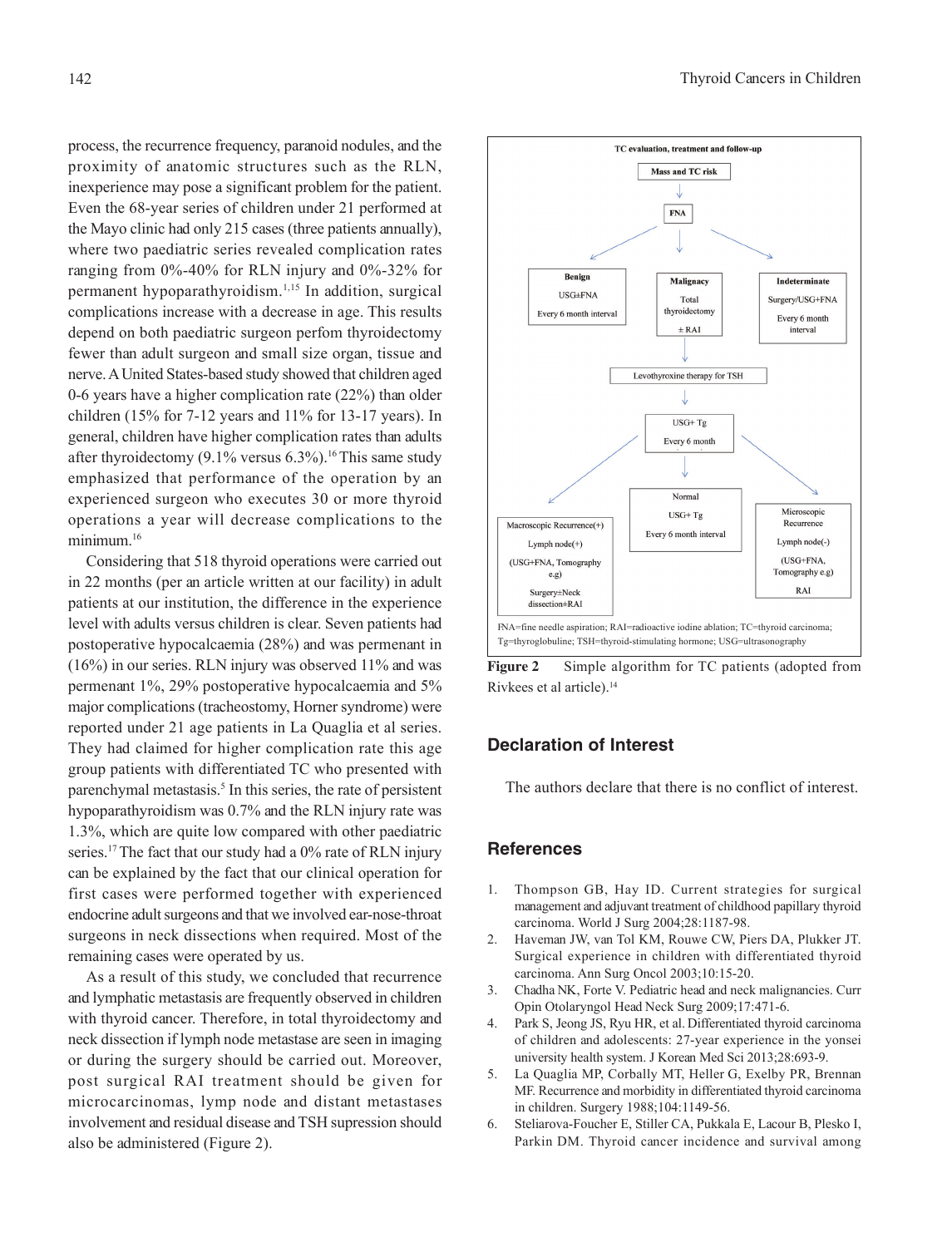process, the recurrence frequency, paranoid nodules, and the proximity of anatomic structures such as the RLN, inexperience may pose a significant problem for the patient. Even the 68-year series of children under 21 performed at the Mayo clinic had only 215 cases (three patients annually), where two paediatric series revealed complication rates ranging from 0%-40% for RLN injury and 0%-32% for permanent hypoparathyroidism.[1,15] In addition, surgical complications increase with a decrease in age. This results depend on both paediatric surgeon perfom thyroidectomy fewer than adult surgeon and small size organ, tissue and nerve. A United States-based study showed that children aged 0-6 years have a higher complication rate (22%) than older children (15% for 7-12 years and 11% for 13-17 years). In general, children have higher complication rates than adults after thyroidectomy (9.1% versus 6.3%).[16] This same study emphasized that performance of the operation by an experienced surgeon who executes 30 or more thyroid operations a year will decrease complications to the minimum.[16]

Considering that 518 thyroid operations were carried out in 22 months (per an article written at our facility) in adult patients at our institution, the difference in the experience level with adults versus children is clear. Seven patients had postoperative hypocalcaemia (28%) and was permenant in (16%) in our series. RLN injury was observed 11% and was permenant 1%, 29% postoperative hypocalcaemia and 5% major complications (tracheostomy, Horner syndrome) were reported under 21 age patients in La Quaglia et al series. They had claimed for higher complication rate this age group patients with differentiated TC who presented with parenchymal metastasis.[5] In this series, the rate of persistent hypoparathyroidism was 0.7% and the RLN injury rate was 1.3%, which are quite low compared with other paediatric series.[17] The fact that our study had a 0% rate of RLN injury can be explained by the fact that our clinical operation for first cases were performed together with experienced endocrine adult surgeons and that we involved ear-nose-throat surgeons in neck dissections when required. Most of the remaining cases were operated by us.

As a result of this study, we concluded that recurrence and lymphatic metastasis are frequently observed in children with thyroid cancer. Therefore, in total thyroidectomy and neck dissection if lymph node metastase are seen in imaging or during the surgery should be carried out. Moreover, post surgical RAI treatment should be given for microcarcinomas, lymp node and distant metastases involvement and residual disease and TSH supression should also be administered (Figure 2).

**TC evaluation, treatment and follow-up**

- Mass and TC risk → FNA
  - Benign: USG±FNA, Every 6 month interval
  - Malignacy: Total thyroidectomy ± RAI
  - Indeterminate: Surgery/USG+FNA, Every 6 month interval
- Levothyroxine therapy for TSH → USG+ Tg, Every 6 month
  - Macroscopic Recurrence(+), Lymph node(+) (USG+FNA, Tomography e.g) Surgery±Neck dissection±RAI
  - Normal: USG+ Tg, Every 6 month interval
  - Microscopic Recurrence, Lymph node(-) (USG+FNA, Tomography e.g) RAI

FNA=fine needle aspiration; RAI=radioactive iodine ablation; TC=thyroid carcinoma; Tg=thyroglobuline; TSH=thyroid-stimulating hormone; USG=ultrasonography

**Figure 2** Simple algorithm for TC patients (adopted from Rivkees et al article).[14]

## Declaration of Interest

The authors declare that there is no conflict of interest.

## References

1. Thompson GB, Hay ID. Current strategies for surgical management and adjuvant treatment of childhood papillary thyroid carcinoma. World J Surg 2004;28:1187-98.
2. Haveman JW, van Tol KM, Rouwe CW, Piers DA, Plukker JT. Surgical experience in children with differentiated thyroid carcinoma. Ann Surg Oncol 2003;10:15-20.
3. Chadha NK, Forte V. Pediatric head and neck malignancies. Curr Opin Otolaryngol Head Neck Surg 2009;17:471-6.
4. Park S, Jeong JS, Ryu HR, et al. Differentiated thyroid carcinoma of children and adolescents: 27-year experience in the yonsei university health system. J Korean Med Sci 2013;28:693-9.
5. La Quaglia MP, Corbally MT, Heller G, Exelby PR, Brennan MF. Recurrence and morbidity in differentiated thyroid carcinoma in children. Surgery 1988;104:1149-56.
6. Steliarova-Foucher E, Stiller CA, Pukkala E, Lacour B, Plesko I, Parkin DM. Thyroid cancer incidence and survival among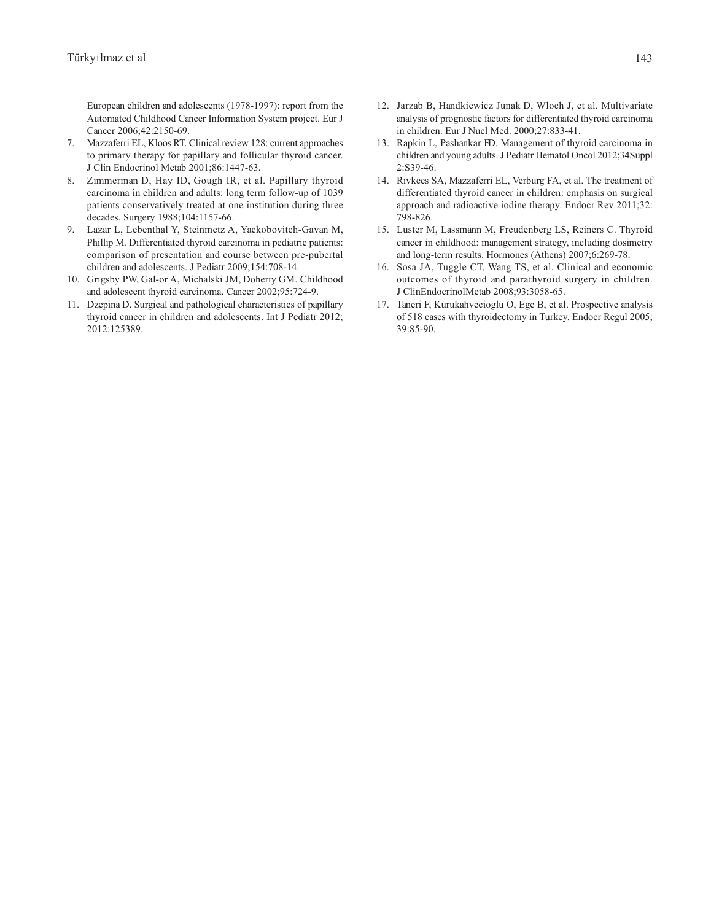European children and adolescents (1978-1997): report from the Automated Childhood Cancer Information System project. Eur J Cancer 2006;42:2150-69.

7. Mazzaferri EL, Kloos RT. Clinical review 128: current approaches to primary therapy for papillary and follicular thyroid cancer. J Clin Endocrinol Metab 2001;86:1447-63.
8. Zimmerman D, Hay ID, Gough IR, et al. Papillary thyroid carcinoma in children and adults: long term follow-up of 1039 patients conservatively treated at one institution during three decades. Surgery 1988;104:1157-66.
9. Lazar L, Lebenthal Y, Steinmetz A, Yackobovitch-Gavan M, Phillip M. Differentiated thyroid carcinoma in pediatric patients: comparison of presentation and course between pre-pubertal children and adolescents. J Pediatr 2009;154:708-14.
10. Grigsby PW, Gal-or A, Michalski JM, Doherty GM. Childhood and adolescent thyroid carcinoma. Cancer 2002;95:724-9.
11. Dzepina D. Surgical and pathological characteristics of papillary thyroid cancer in children and adolescents. Int J Pediatr 2012; 2012:125389.
12. Jarzab B, Handkiewicz Junak D, Wloch J, et al. Multivariate analysis of prognostic factors for differentiated thyroid carcinoma in children. Eur J Nucl Med. 2000;27:833-41.
13. Rapkin L, Pashankar FD. Management of thyroid carcinoma in children and young adults. J Pediatr Hematol Oncol 2012;34Suppl 2:S39-46.
14. Rivkees SA, Mazzaferri EL, Verburg FA, et al. The treatment of differentiated thyroid cancer in children: emphasis on surgical approach and radioactive iodine therapy. Endocr Rev 2011;32: 798-826.
15. Luster M, Lassmann M, Freudenberg LS, Reiners C. Thyroid cancer in childhood: management strategy, including dosimetry and long-term results. Hormones (Athens) 2007;6:269-78.
16. Sosa JA, Tuggle CT, Wang TS, et al. Clinical and economic outcomes of thyroid and parathyroid surgery in children. J ClinEndocrinolMetab 2008;93:3058-65.
17. Taneri F, Kurukahvecioglu O, Ege B, et al. Prospective analysis of 518 cases with thyroidectomy in Turkey. Endocr Regul 2005; 39:85-90.